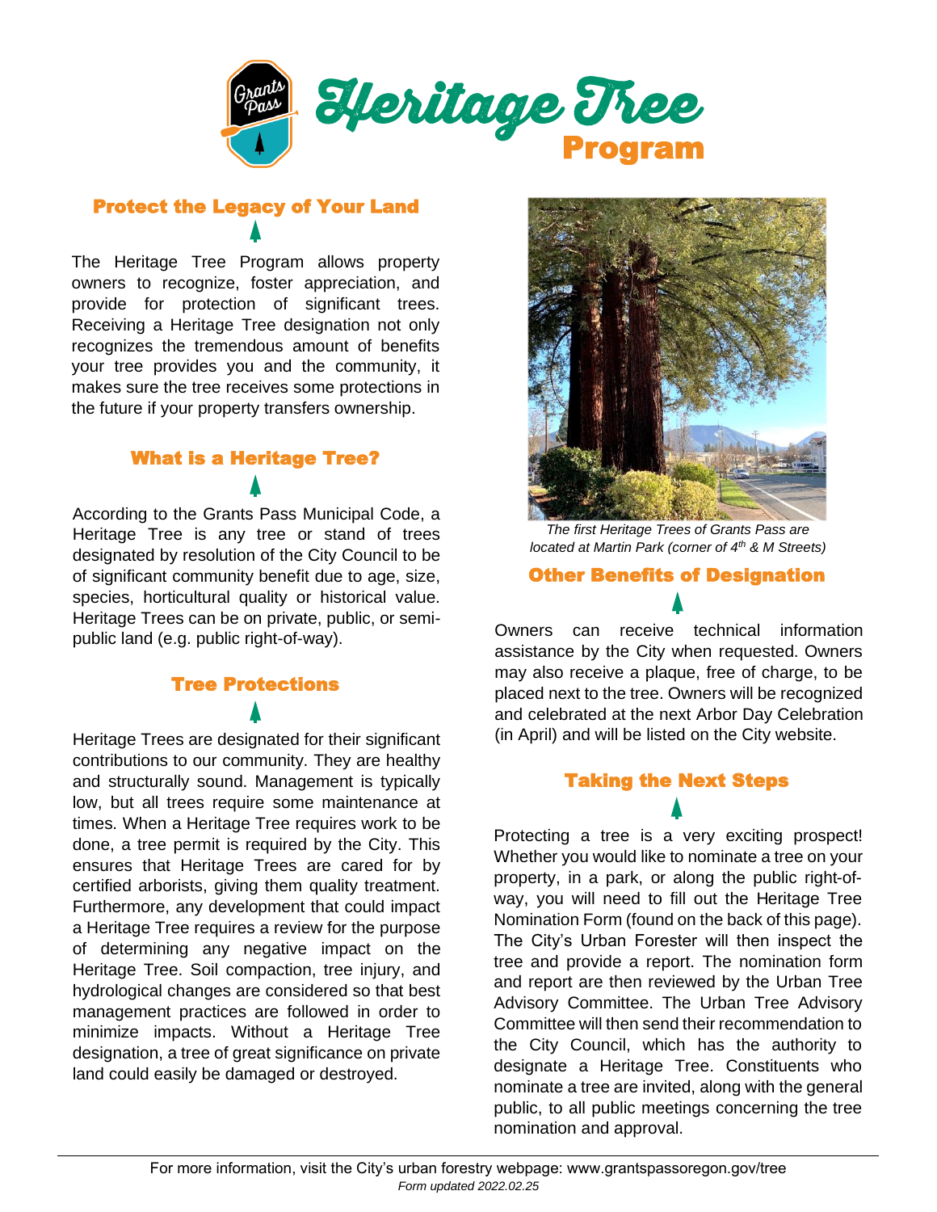# Heritage Tree Program

## Protect the Legacy of Your Land

The Heritage Tree Program allows property owners to recognize, foster appreciation, and provide for protection of significant trees. Receiving a Heritage Tree designation not only recognizes the tremendous amount of benefits your tree provides you and the community, it makes sure the tree receives some protections in the future if your property transfers ownership.

## What is a Heritage Tree?

According to the Grants Pass Municipal Code, a Heritage Tree is any tree or stand of trees designated by resolution of the City Council to be of significant community benefit due to age, size, species, horticultural quality or historical value. Heritage Trees can be on private, public, or semi-public land (e.g. public right-of-way).

## Tree Protections

Heritage Trees are designated for their significant contributions to our community. They are healthy and structurally sound. Management is typically low, but all trees require some maintenance at times. When a Heritage Tree requires work to be done, a tree permit is required by the City. This ensures that Heritage Trees are cared for by certified arborists, giving them quality treatment. Furthermore, any development that could impact a Heritage Tree requires a review for the purpose of determining any negative impact on the Heritage Tree. Soil compaction, tree injury, and hydrological changes are considered so that best management practices are followed in order to minimize impacts. Without a Heritage Tree designation, a tree of great significance on private land could easily be damaged or destroyed.

*The first Heritage Trees of Grants Pass are located at Martin Park (corner of 4th & M Streets)*

## Other Benefits of Designation

Owners can receive technical information assistance by the City when requested. Owners may also receive a plaque, free of charge, to be placed next to the tree. Owners will be recognized and celebrated at the next Arbor Day Celebration (in April) and will be listed on the City website.

## Taking the Next Steps

Protecting a tree is a very exciting prospect! Whether you would like to nominate a tree on your property, in a park, or along the public right-of-way, you will need to fill out the Heritage Tree Nomination Form (found on the back of this page). The City's Urban Forester will then inspect the tree and provide a report. The nomination form and report are then reviewed by the Urban Tree Advisory Committee. The Urban Tree Advisory Committee will then send their recommendation to the City Council, which has the authority to designate a Heritage Tree. Constituents who nominate a tree are invited, along with the general public, to all public meetings concerning the tree nomination and approval.

For more information, visit the City's urban forestry webpage: www.grantspassoregon.gov/tree

*Form updated 2022.02.25*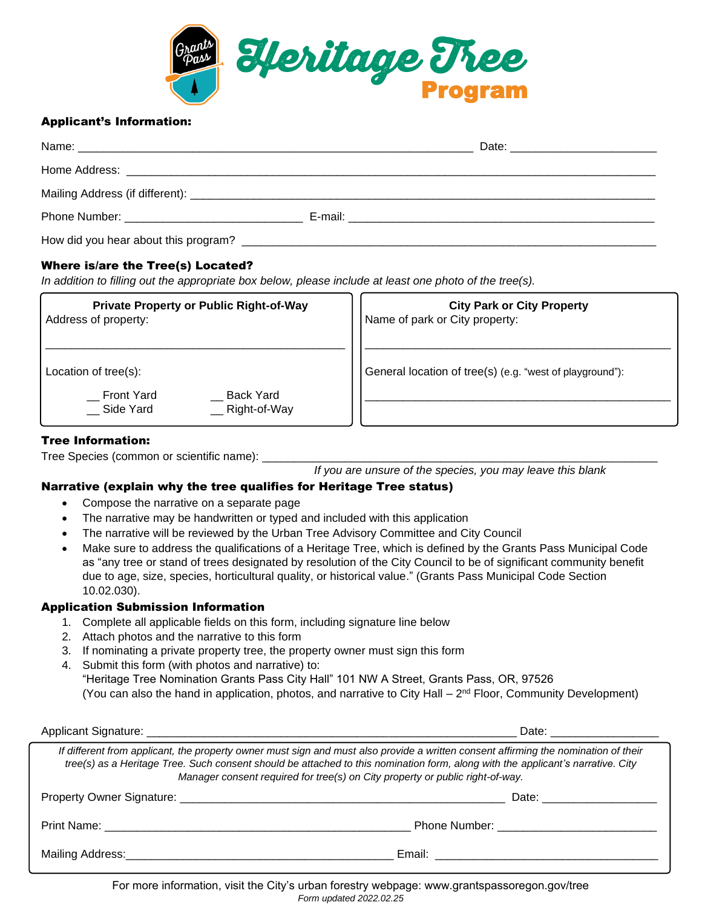# Heritage Tree Program

**Applicant's Information:**

Name: ______________________________________________ Date: ____________________

Home Address: ____________________________________________________________________

Mailing Address (if different): __________________________________________________

Phone Number: _________________________ E-mail: ____________________________________

How did you hear about this program? ______________________________________________

**Where is/are the Tree(s) Located?**

*In addition to filling out the appropriate box below, please include at least one photo of the tree(s).*

| **Private Property or Public Right-of-Way** | **City Park or City Property** |
|---|---|
| Address of property: ________________________________ | Name of park or City property: ________________________________ |
| Location of tree(s): __ Front Yard __ Back Yard __ Side Yard __ Right-of-Way | General location of tree(s) (e.g. "west of playground"): ________________________________ |

**Tree Information:**

Tree Species (common or scientific name): ___________________________________________

*If you are unsure of the species, you may leave this blank*

**Narrative (explain why the tree qualifies for Heritage Tree status)**

- Compose the narrative on a separate page
- The narrative may be handwritten or typed and included with this application
- The narrative will be reviewed by the Urban Tree Advisory Committee and City Council
- Make sure to address the qualifications of a Heritage Tree, which is defined by the Grants Pass Municipal Code as "any tree or stand of trees designated by resolution of the City Council to be of significant community benefit due to age, size, species, horticultural quality, or historical value." (Grants Pass Municipal Code Section 10.02.030).

**Application Submission Information**

1. Complete all applicable fields on this form, including signature line below
2. Attach photos and the narrative to this form
3. If nominating a private property tree, the property owner must sign this form
4. Submit this form (with photos and narrative) to:
   "Heritage Tree Nomination Grants Pass City Hall" 101 NW A Street, Grants Pass, OR, 97526
   (You can also the hand in application, photos, and narrative to City Hall – 2nd Floor, Community Development)

Applicant Signature: ______________________________________________ Date: ______________

*If different from applicant, the property owner must sign and must also provide a written consent affirming the nomination of their tree(s) as a Heritage Tree. Such consent should be attached to this nomination form, along with the applicant's narrative. City Manager consent required for tree(s) on City property or public right-of-way.*

Property Owner Signature: ________________________________________ Date: ______________

Print Name: ________________________________________ Phone Number: ____________________

Mailing Address: ____________________________________ Email: ___________________________

For more information, visit the City's urban forestry webpage: www.grantspassoregon.gov/tree

*Form updated 2022.02.25*